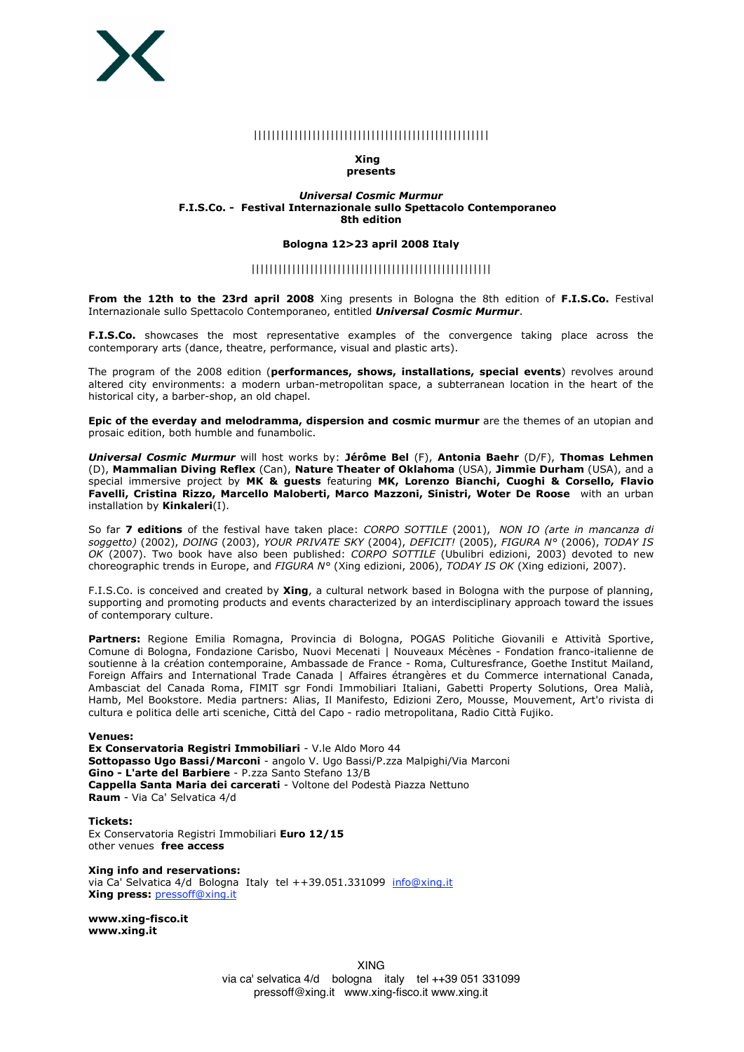||||||||||||||||||||||||||||||||||||||||||||||||||||

**Xing**
**presents**

***Universal Cosmic Murmur***
**F.I.S.Co. - Festival Internazionale sullo Spettacolo Contemporaneo**
**8th edition**

**Bologna 12>23 april 2008 Italy**

||||||||||||||||||||||||||||||||||||||||||||||||||||

**From the 12th to the 23rd april 2008** Xing presents in Bologna the 8th edition of **F.I.S.Co.** Festival Internazionale sullo Spettacolo Contemporaneo, entitled ***Universal Cosmic Murmur***.

**F.I.S.Co.** showcases the most representative examples of the convergence taking place across the contemporary arts (dance, theatre, performance, visual and plastic arts).

The program of the 2008 edition (**performances, shows, installations, special events**) revolves around altered city environments: a modern urban-metropolitan space, a subterranean location in the heart of the historical city, a barber-shop, an old chapel.

**Epic of the everday and melodramma, dispersion and cosmic murmur** are the themes of an utopian and prosaic edition, both humble and funambolic.

***Universal Cosmic Murmur*** will host works by: **Jérôme Bel** (F), **Antonia Baehr** (D/F), **Thomas Lehmen** (D), **Mammalian Diving Reflex** (Can), **Nature Theater of Oklahoma** (USA), **Jimmie Durham** (USA), and a special immersive project by **MK & guests** featuring **MK, Lorenzo Bianchi, Cuoghi & Corsello, Flavio Favelli, Cristina Rizzo, Marcello Maloberti, Marco Mazzoni, Sinistri, Woter De Roose** with an urban installation by **Kinkaleri**(I).

So far **7 editions** of the festival have taken place: *CORPO SOTTILE* (2001), *NON IO (arte in mancanza di soggetto)* (2002), *DOING* (2003), *YOUR PRIVATE SKY* (2004), *DEFICIT!* (2005), *FIGURA N°* (2006), *TODAY IS OK* (2007). Two book have also been published: *CORPO SOTTILE* (Ubulibri edizioni, 2003) devoted to new choreographic trends in Europe, and *FIGURA N°* (Xing edizioni, 2006), *TODAY IS OK* (Xing edizioni, 2007).

F.I.S.Co. is conceived and created by **Xing**, a cultural network based in Bologna with the purpose of planning, supporting and promoting products and events characterized by an interdisciplinary approach toward the issues of contemporary culture.

**Partners:** Regione Emilia Romagna, Provincia di Bologna, POGAS Politiche Giovanili e Attività Sportive, Comune di Bologna, Fondazione Carisbo, Nuovi Mecenati | Nouveaux Mécènes - Fondation franco-italienne de soutienne à la création contemporaine, Ambassade de France - Roma, Culturesfrance, Goethe Institut Mailand, Foreign Affairs and International Trade Canada | Affaires étrangères et du Commerce international Canada, Ambasciat del Canada Roma, FIMIT sgr Fondi Immobiliari Italiani, Gabetti Property Solutions, Orea Malià, Hamb, Mel Bookstore. Media partners: Alias, Il Manifesto, Edizioni Zero, Mousse, Mouvement, Art'o rivista di cultura e politica delle arti sceniche, Città del Capo - radio metropolitana, Radio Città Fujiko.

**Venues:**
**Ex Conservatoria Registri Immobiliari** - V.le Aldo Moro 44
**Sottopasso Ugo Bassi/Marconi** - angolo V. Ugo Bassi/P.zza Malpighi/Via Marconi
**Gino - L'arte del Barbiere** - P.zza Santo Stefano 13/B
**Cappella Santa Maria dei carcerati** - Voltone del Podestà Piazza Nettuno
**Raum** - Via Ca' Selvatica 4/d

**Tickets:**
Ex Conservatoria Registri Immobiliari **Euro 12/15**
other venues **free access**

**Xing info and reservations:**
via Ca' Selvatica 4/d Bologna Italy tel ++39.051.331099 info@xing.it
**Xing press:** pressoff@xing.it

**www.xing-fisco.it**
**www.xing.it**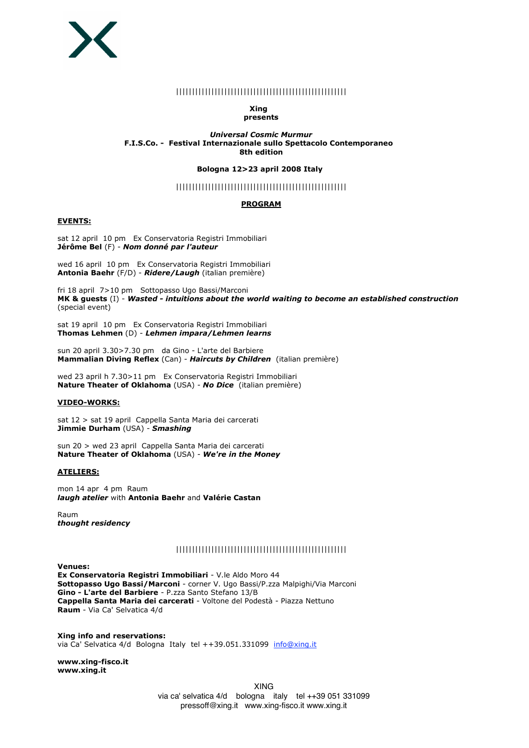||||||||||||||||||||||||||||||||||||||||||||||||||||||

**Xing**
**presents**

***Universal Cosmic Murmur***
**F.I.S.Co. - Festival Internazionale sullo Spettacolo Contemporaneo**
**8th edition**

**Bologna 12>23 april 2008 Italy**

||||||||||||||||||||||||||||||||||||||||||||||||||||||

**PROGRAM**

**EVENTS:**

sat 12 april 10 pm Ex Conservatoria Registri Immobiliari
**Jérôme Bel** (F) - ***Nom donné par l'auteur***

wed 16 april 10 pm Ex Conservatoria Registri Immobiliari
**Antonia Baehr** (F/D) - ***Ridere/Laugh*** (italian première)

fri 18 april 7>10 pm Sottopasso Ugo Bassi/Marconi
**MK & guests** (I) - ***Wasted - intuitions about the world waiting to become an established construction*** (special event)

sat 19 april 10 pm Ex Conservatoria Registri Immobiliari
**Thomas Lehmen** (D) - ***Lehmen impara/Lehmen learns***

sun 20 april 3.30>7.30 pm da Gino - L'arte del Barbiere
**Mammalian Diving Reflex** (Can) - ***Haircuts by Children*** (italian première)

wed 23 april h 7.30>11 pm Ex Conservatoria Registri Immobiliari
**Nature Theater of Oklahoma** (USA) - ***No Dice*** (italian première)

**VIDEO-WORKS:**

sat 12 > sat 19 april Cappella Santa Maria dei carcerati
**Jimmie Durham** (USA) - ***Smashing***

sun 20 > wed 23 april Cappella Santa Maria dei carcerati
**Nature Theater of Oklahoma** (USA) - ***We're in the Money***

**ATELIERS:**

mon 14 apr 4 pm Raum
***laugh atelier*** with **Antonia Baehr** and **Valérie Castan**

Raum
***thought residency***

||||||||||||||||||||||||||||||||||||||||||||||||||||||

**Venues:**
**Ex Conservatoria Registri Immobiliari** - V.le Aldo Moro 44
**Sottopasso Ugo Bassi/Marconi** - corner V. Ugo Bassi/P.zza Malpighi/Via Marconi
**Gino - L'arte del Barbiere** - P.zza Santo Stefano 13/B
**Cappella Santa Maria dei carcerati** - Voltone del Podestà - Piazza Nettuno
**Raum** - Via Ca' Selvatica 4/d

**Xing info and reservations:**
via Ca' Selvatica 4/d Bologna Italy tel ++39.051.331099 info@xing.it

**www.xing-fisco.it**
**www.xing.it**

XING
via ca' selvatica 4/d bologna italy tel ++39 051 331099
pressoff@xing.it www.xing-fisco.it www.xing.it